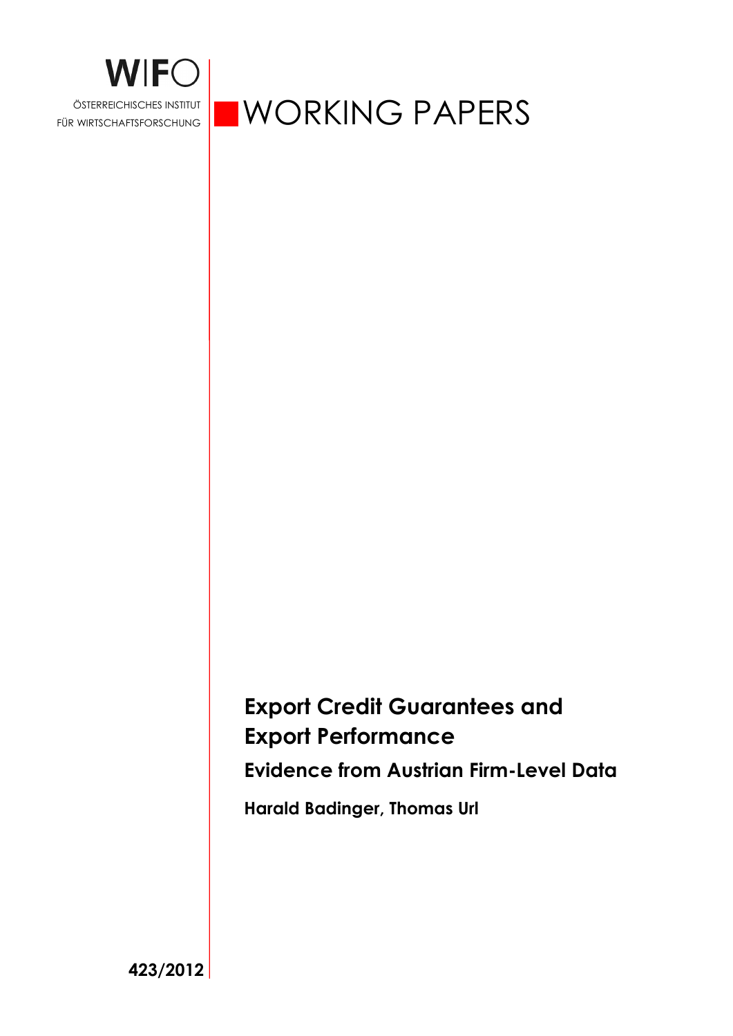WIFO

ÖSTERREICHISCHES INSTITUT FÜR WIRTSCHAFTSFORSCHUNG

WORKING PAPERS

# Export Credit Guarantees and Export Performance

## Evidence from Austrian Firm-Level Data

**Harald Badinger, Thomas Url**

**423/2012**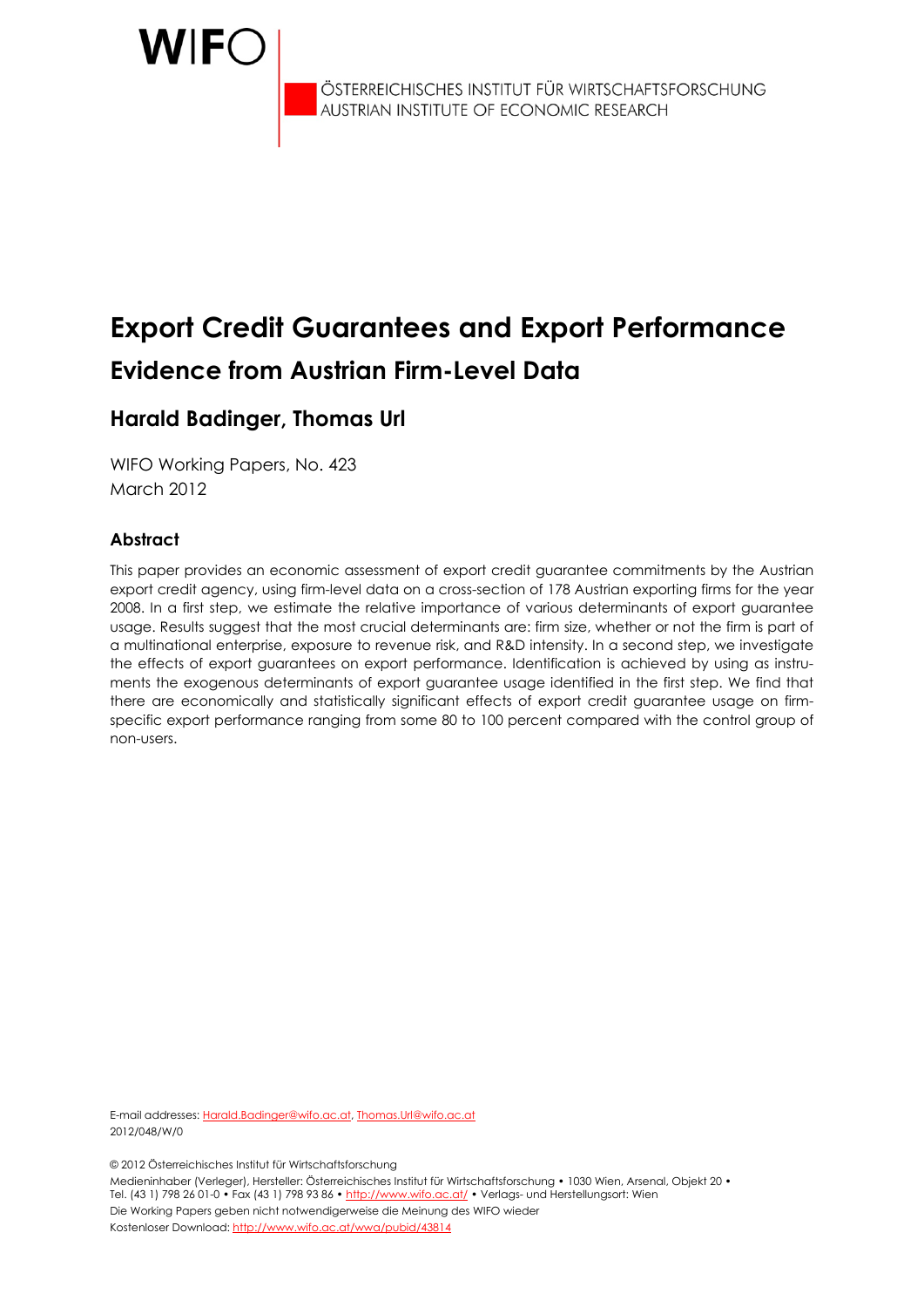# Export Credit Guarantees and Export Performance

## Evidence from Austrian Firm-Level Data

### Harald Badinger, Thomas Url

WIFO Working Papers, No. 423
March 2012

### Abstract

This paper provides an economic assessment of export credit guarantee commitments by the Austrian export credit agency, using firm-level data on a cross-section of 178 Austrian exporting firms for the year 2008. In a first step, we estimate the relative importance of various determinants of export guarantee usage. Results suggest that the most crucial determinants are: firm size, whether or not the firm is part of a multinational enterprise, exposure to revenue risk, and R&D intensity. In a second step, we investigate the effects of export guarantees on export performance. Identification is achieved by using as instruments the exogenous determinants of export guarantee usage identified in the first step. We find that there are economically and statistically significant effects of export credit guarantee usage on firm-specific export performance ranging from some 80 to 100 percent compared with the control group of non-users.

E-mail addresses: Harald.Badinger@wifo.ac.at, Thomas.Url@wifo.ac.at
2012/048/W/0

© 2012 Österreichisches Institut für Wirtschaftsforschung
Medieninhaber (Verleger), Hersteller: Österreichisches Institut für Wirtschaftsforschung • 1030 Wien, Arsenal, Objekt 20 • Tel. (43 1) 798 26 01-0 • Fax (43 1) 798 93 86 • http://www.wifo.ac.at/ • Verlags- und Herstellungsort: Wien
Die Working Papers geben nicht notwendigerweise die Meinung des WIFO wieder
Kostenloser Download: http://www.wifo.ac.at/wwa/pubid/43814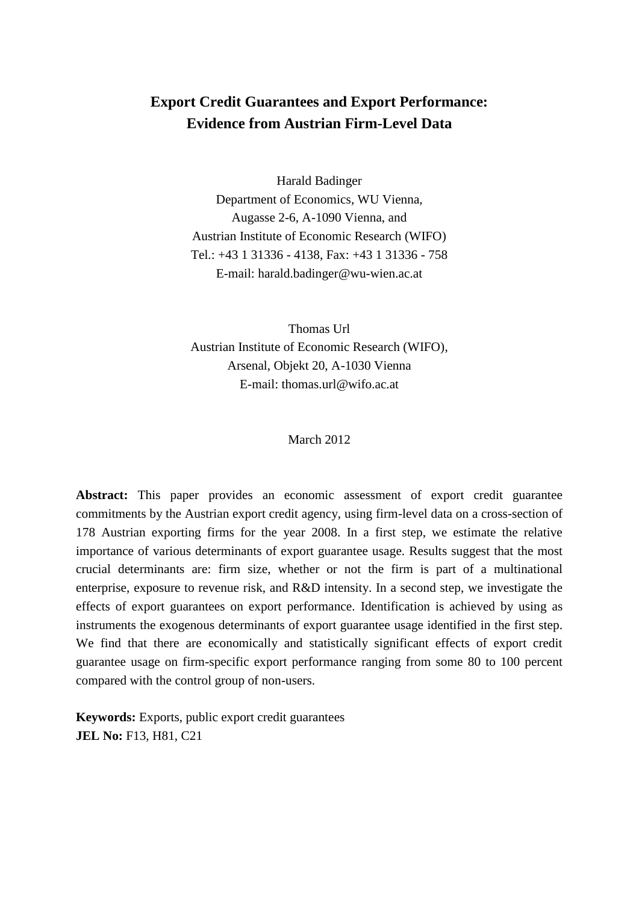# Export Credit Guarantees and Export Performance: Evidence from Austrian Firm-Level Data

Harald Badinger
Department of Economics, WU Vienna,
Augasse 2-6, A-1090 Vienna, and
Austrian Institute of Economic Research (WIFO)
Tel.: +43 1 31336 - 4138, Fax: +43 1 31336 - 758
E-mail: harald.badinger@wu-wien.ac.at

Thomas Url
Austrian Institute of Economic Research (WIFO),
Arsenal, Objekt 20, A-1030 Vienna
E-mail: thomas.url@wifo.ac.at

March 2012

**Abstract:** This paper provides an economic assessment of export credit guarantee commitments by the Austrian export credit agency, using firm-level data on a cross-section of 178 Austrian exporting firms for the year 2008. In a first step, we estimate the relative importance of various determinants of export guarantee usage. Results suggest that the most crucial determinants are: firm size, whether or not the firm is part of a multinational enterprise, exposure to revenue risk, and R&D intensity. In a second step, we investigate the effects of export guarantees on export performance. Identification is achieved by using as instruments the exogenous determinants of export guarantee usage identified in the first step. We find that there are economically and statistically significant effects of export credit guarantee usage on firm-specific export performance ranging from some 80 to 100 percent compared with the control group of non-users.

**Keywords:** Exports, public export credit guarantees
**JEL No:** F13, H81, C21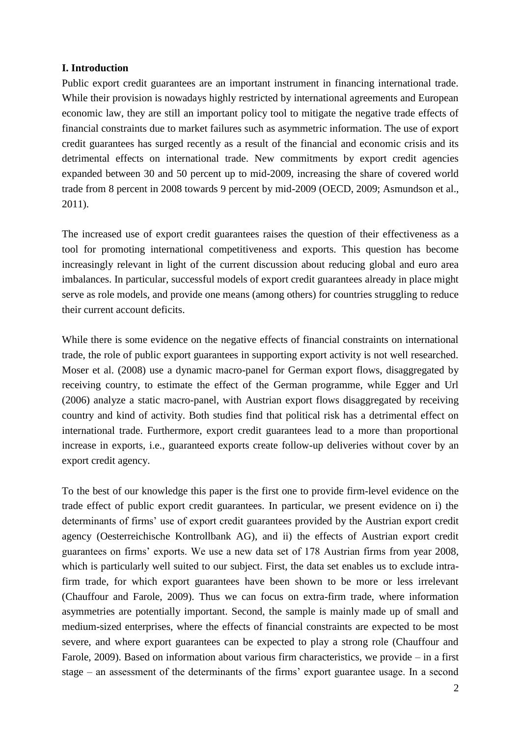## I. Introduction

Public export credit guarantees are an important instrument in financing international trade. While their provision is nowadays highly restricted by international agreements and European economic law, they are still an important policy tool to mitigate the negative trade effects of financial constraints due to market failures such as asymmetric information. The use of export credit guarantees has surged recently as a result of the financial and economic crisis and its detrimental effects on international trade. New commitments by export credit agencies expanded between 30 and 50 percent up to mid-2009, increasing the share of covered world trade from 8 percent in 2008 towards 9 percent by mid-2009 (OECD, 2009; Asmundson et al., 2011).

The increased use of export credit guarantees raises the question of their effectiveness as a tool for promoting international competitiveness and exports. This question has become increasingly relevant in light of the current discussion about reducing global and euro area imbalances. In particular, successful models of export credit guarantees already in place might serve as role models, and provide one means (among others) for countries struggling to reduce their current account deficits.

While there is some evidence on the negative effects of financial constraints on international trade, the role of public export guarantees in supporting export activity is not well researched. Moser et al. (2008) use a dynamic macro-panel for German export flows, disaggregated by receiving country, to estimate the effect of the German programme, while Egger and Url (2006) analyze a static macro-panel, with Austrian export flows disaggregated by receiving country and kind of activity. Both studies find that political risk has a detrimental effect on international trade. Furthermore, export credit guarantees lead to a more than proportional increase in exports, i.e., guaranteed exports create follow-up deliveries without cover by an export credit agency.

To the best of our knowledge this paper is the first one to provide firm-level evidence on the trade effect of public export credit guarantees. In particular, we present evidence on i) the determinants of firms' use of export credit guarantees provided by the Austrian export credit agency (Oesterreichische Kontrollbank AG), and ii) the effects of Austrian export credit guarantees on firms' exports. We use a new data set of 178 Austrian firms from year 2008, which is particularly well suited to our subject. First, the data set enables us to exclude intra-firm trade, for which export guarantees have been shown to be more or less irrelevant (Chauffour and Farole, 2009). Thus we can focus on extra-firm trade, where information asymmetries are potentially important. Second, the sample is mainly made up of small and medium-sized enterprises, where the effects of financial constraints are expected to be most severe, and where export guarantees can be expected to play a strong role (Chauffour and Farole, 2009). Based on information about various firm characteristics, we provide – in a first stage – an assessment of the determinants of the firms' export guarantee usage. In a second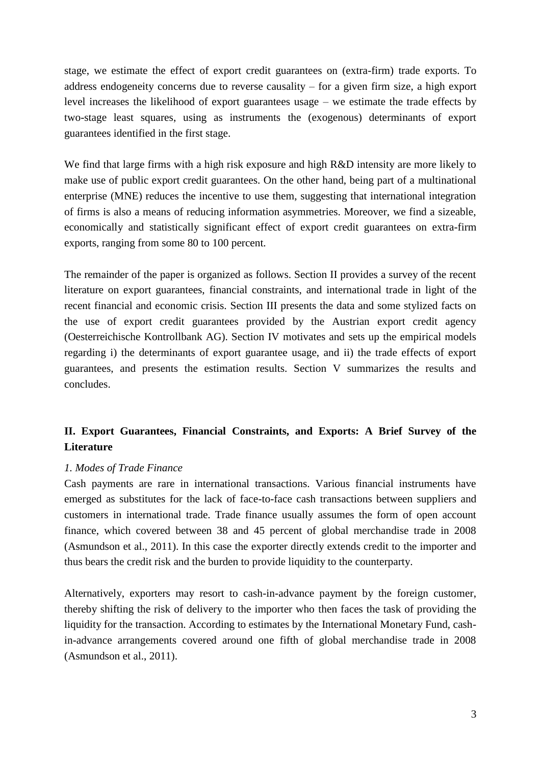stage, we estimate the effect of export credit guarantees on (extra-firm) trade exports. To address endogeneity concerns due to reverse causality – for a given firm size, a high export level increases the likelihood of export guarantees usage – we estimate the trade effects by two-stage least squares, using as instruments the (exogenous) determinants of export guarantees identified in the first stage.

We find that large firms with a high risk exposure and high R&D intensity are more likely to make use of public export credit guarantees. On the other hand, being part of a multinational enterprise (MNE) reduces the incentive to use them, suggesting that international integration of firms is also a means of reducing information asymmetries. Moreover, we find a sizeable, economically and statistically significant effect of export credit guarantees on extra-firm exports, ranging from some 80 to 100 percent.

The remainder of the paper is organized as follows. Section II provides a survey of the recent literature on export guarantees, financial constraints, and international trade in light of the recent financial and economic crisis. Section III presents the data and some stylized facts on the use of export credit guarantees provided by the Austrian export credit agency (Oesterreichische Kontrollbank AG). Section IV motivates and sets up the empirical models regarding i) the determinants of export guarantee usage, and ii) the trade effects of export guarantees, and presents the estimation results. Section V summarizes the results and concludes.

## II. Export Guarantees, Financial Constraints, and Exports: A Brief Survey of the Literature

### *1. Modes of Trade Finance*

Cash payments are rare in international transactions. Various financial instruments have emerged as substitutes for the lack of face-to-face cash transactions between suppliers and customers in international trade. Trade finance usually assumes the form of open account finance, which covered between 38 and 45 percent of global merchandise trade in 2008 (Asmundson et al., 2011). In this case the exporter directly extends credit to the importer and thus bears the credit risk and the burden to provide liquidity to the counterparty.

Alternatively, exporters may resort to cash-in-advance payment by the foreign customer, thereby shifting the risk of delivery to the importer who then faces the task of providing the liquidity for the transaction. According to estimates by the International Monetary Fund, cash-in-advance arrangements covered around one fifth of global merchandise trade in 2008 (Asmundson et al., 2011).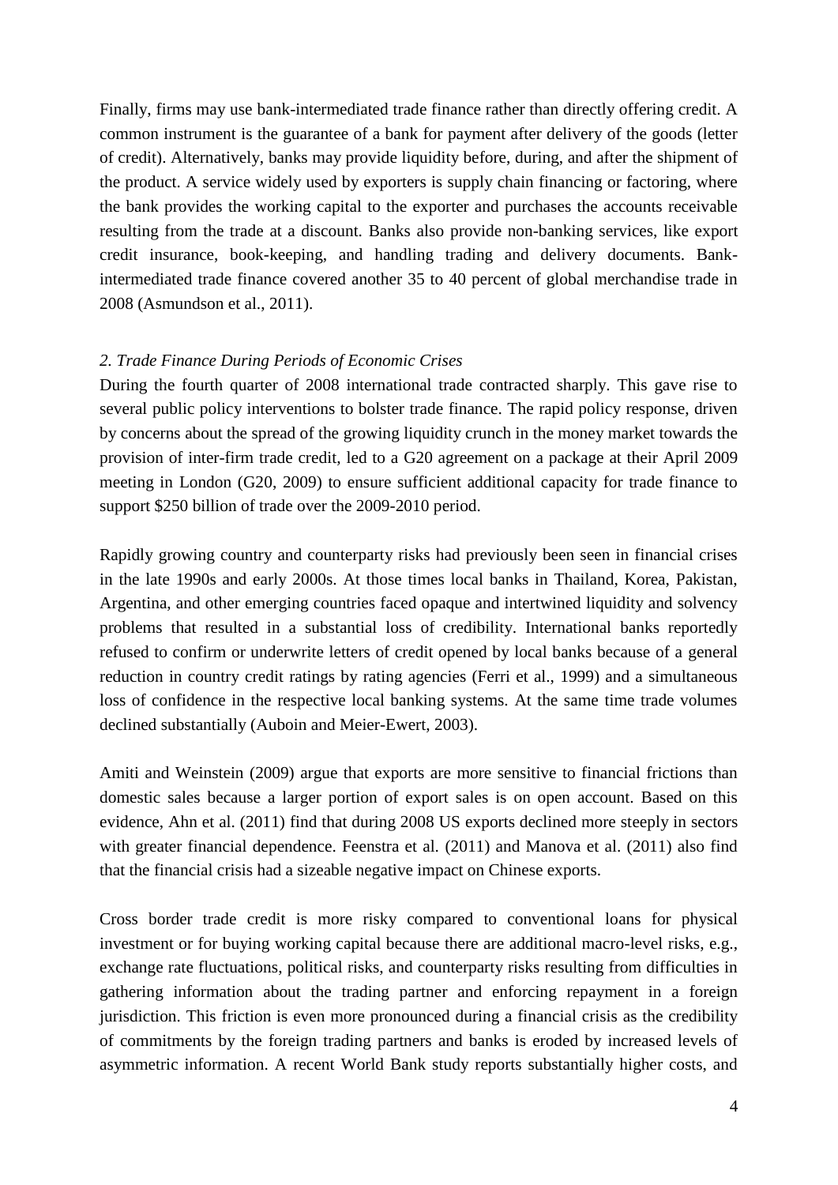Finally, firms may use bank-intermediated trade finance rather than directly offering credit. A common instrument is the guarantee of a bank for payment after delivery of the goods (letter of credit). Alternatively, banks may provide liquidity before, during, and after the shipment of the product. A service widely used by exporters is supply chain financing or factoring, where the bank provides the working capital to the exporter and purchases the accounts receivable resulting from the trade at a discount. Banks also provide non-banking services, like export credit insurance, book-keeping, and handling trading and delivery documents. Bank-intermediated trade finance covered another 35 to 40 percent of global merchandise trade in 2008 (Asmundson et al., 2011).

### *2. Trade Finance During Periods of Economic Crises*

During the fourth quarter of 2008 international trade contracted sharply. This gave rise to several public policy interventions to bolster trade finance. The rapid policy response, driven by concerns about the spread of the growing liquidity crunch in the money market towards the provision of inter-firm trade credit, led to a G20 agreement on a package at their April 2009 meeting in London (G20, 2009) to ensure sufficient additional capacity for trade finance to support $250 billion of trade over the 2009-2010 period.

Rapidly growing country and counterparty risks had previously been seen in financial crises in the late 1990s and early 2000s. At those times local banks in Thailand, Korea, Pakistan, Argentina, and other emerging countries faced opaque and intertwined liquidity and solvency problems that resulted in a substantial loss of credibility. International banks reportedly refused to confirm or underwrite letters of credit opened by local banks because of a general reduction in country credit ratings by rating agencies (Ferri et al., 1999) and a simultaneous loss of confidence in the respective local banking systems. At the same time trade volumes declined substantially (Auboin and Meier-Ewert, 2003).

Amiti and Weinstein (2009) argue that exports are more sensitive to financial frictions than domestic sales because a larger portion of export sales is on open account. Based on this evidence, Ahn et al. (2011) find that during 2008 US exports declined more steeply in sectors with greater financial dependence. Feenstra et al. (2011) and Manova et al. (2011) also find that the financial crisis had a sizeable negative impact on Chinese exports.

Cross border trade credit is more risky compared to conventional loans for physical investment or for buying working capital because there are additional macro-level risks, e.g., exchange rate fluctuations, political risks, and counterparty risks resulting from difficulties in gathering information about the trading partner and enforcing repayment in a foreign jurisdiction. This friction is even more pronounced during a financial crisis as the credibility of commitments by the foreign trading partners and banks is eroded by increased levels of asymmetric information. A recent World Bank study reports substantially higher costs, and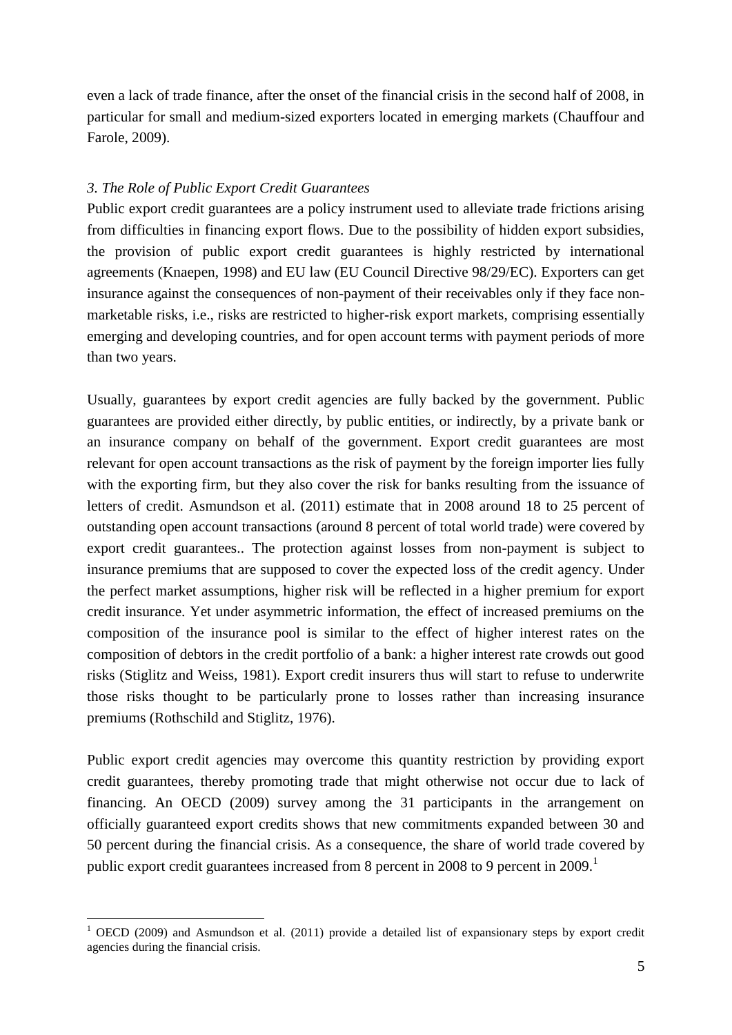even a lack of trade finance, after the onset of the financial crisis in the second half of 2008, in particular for small and medium-sized exporters located in emerging markets (Chauffour and Farole, 2009).

### *3. The Role of Public Export Credit Guarantees*

Public export credit guarantees are a policy instrument used to alleviate trade frictions arising from difficulties in financing export flows. Due to the possibility of hidden export subsidies, the provision of public export credit guarantees is highly restricted by international agreements (Knaepen, 1998) and EU law (EU Council Directive 98/29/EC). Exporters can get insurance against the consequences of non-payment of their receivables only if they face non-marketable risks, i.e., risks are restricted to higher-risk export markets, comprising essentially emerging and developing countries, and for open account terms with payment periods of more than two years.

Usually, guarantees by export credit agencies are fully backed by the government. Public guarantees are provided either directly, by public entities, or indirectly, by a private bank or an insurance company on behalf of the government. Export credit guarantees are most relevant for open account transactions as the risk of payment by the foreign importer lies fully with the exporting firm, but they also cover the risk for banks resulting from the issuance of letters of credit. Asmundson et al. (2011) estimate that in 2008 around 18 to 25 percent of outstanding open account transactions (around 8 percent of total world trade) were covered by export credit guarantees.. The protection against losses from non-payment is subject to insurance premiums that are supposed to cover the expected loss of the credit agency. Under the perfect market assumptions, higher risk will be reflected in a higher premium for export credit insurance. Yet under asymmetric information, the effect of increased premiums on the composition of the insurance pool is similar to the effect of higher interest rates on the composition of debtors in the credit portfolio of a bank: a higher interest rate crowds out good risks (Stiglitz and Weiss, 1981). Export credit insurers thus will start to refuse to underwrite those risks thought to be particularly prone to losses rather than increasing insurance premiums (Rothschild and Stiglitz, 1976).

Public export credit agencies may overcome this quantity restriction by providing export credit guarantees, thereby promoting trade that might otherwise not occur due to lack of financing. An OECD (2009) survey among the 31 participants in the arrangement on officially guaranteed export credits shows that new commitments expanded between 30 and 50 percent during the financial crisis. As a consequence, the share of world trade covered by public export credit guarantees increased from 8 percent in 2008 to 9 percent in 2009.[1]

[1] OECD (2009) and Asmundson et al. (2011) provide a detailed list of expansionary steps by export credit agencies during the financial crisis.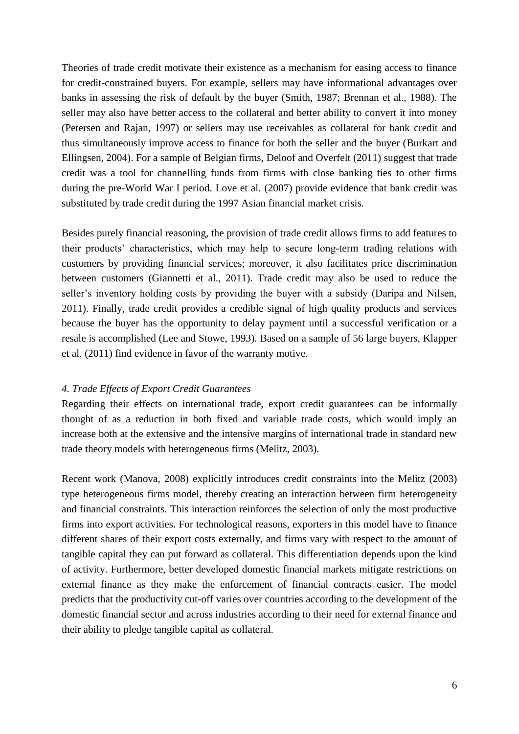Theories of trade credit motivate their existence as a mechanism for easing access to finance for credit-constrained buyers. For example, sellers may have informational advantages over banks in assessing the risk of default by the buyer (Smith, 1987; Brennan et al., 1988). The seller may also have better access to the collateral and better ability to convert it into money (Petersen and Rajan, 1997) or sellers may use receivables as collateral for bank credit and thus simultaneously improve access to finance for both the seller and the buyer (Burkart and Ellingsen, 2004). For a sample of Belgian firms, Deloof and Overfelt (2011) suggest that trade credit was a tool for channelling funds from firms with close banking ties to other firms during the pre-World War I period. Love et al. (2007) provide evidence that bank credit was substituted by trade credit during the 1997 Asian financial market crisis.

Besides purely financial reasoning, the provision of trade credit allows firms to add features to their products' characteristics, which may help to secure long-term trading relations with customers by providing financial services; moreover, it also facilitates price discrimination between customers (Giannetti et al., 2011). Trade credit may also be used to reduce the seller's inventory holding costs by providing the buyer with a subsidy (Daripa and Nilsen, 2011). Finally, trade credit provides a credible signal of high quality products and services because the buyer has the opportunity to delay payment until a successful verification or a resale is accomplished (Lee and Stowe, 1993). Based on a sample of 56 large buyers, Klapper et al. (2011) find evidence in favor of the warranty motive.

### *4. Trade Effects of Export Credit Guarantees*

Regarding their effects on international trade, export credit guarantees can be informally thought of as a reduction in both fixed and variable trade costs, which would imply an increase both at the extensive and the intensive margins of international trade in standard new trade theory models with heterogeneous firms (Melitz, 2003).

Recent work (Manova, 2008) explicitly introduces credit constraints into the Melitz (2003) type heterogeneous firms model, thereby creating an interaction between firm heterogeneity and financial constraints. This interaction reinforces the selection of only the most productive firms into export activities. For technological reasons, exporters in this model have to finance different shares of their export costs externally, and firms vary with respect to the amount of tangible capital they can put forward as collateral. This differentiation depends upon the kind of activity. Furthermore, better developed domestic financial markets mitigate restrictions on external finance as they make the enforcement of financial contracts easier. The model predicts that the productivity cut-off varies over countries according to the development of the domestic financial sector and across industries according to their need for external finance and their ability to pledge tangible capital as collateral.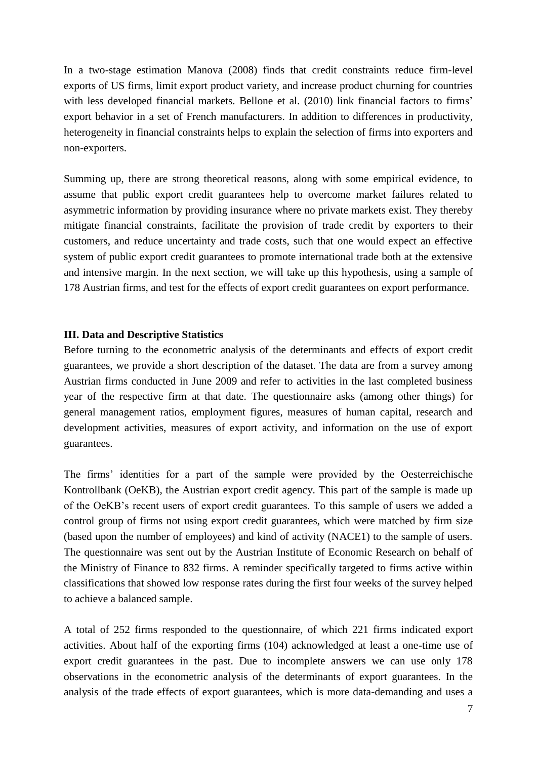In a two-stage estimation Manova (2008) finds that credit constraints reduce firm-level exports of US firms, limit export product variety, and increase product churning for countries with less developed financial markets. Bellone et al. (2010) link financial factors to firms' export behavior in a set of French manufacturers. In addition to differences in productivity, heterogeneity in financial constraints helps to explain the selection of firms into exporters and non-exporters.

Summing up, there are strong theoretical reasons, along with some empirical evidence, to assume that public export credit guarantees help to overcome market failures related to asymmetric information by providing insurance where no private markets exist. They thereby mitigate financial constraints, facilitate the provision of trade credit by exporters to their customers, and reduce uncertainty and trade costs, such that one would expect an effective system of public export credit guarantees to promote international trade both at the extensive and intensive margin. In the next section, we will take up this hypothesis, using a sample of 178 Austrian firms, and test for the effects of export credit guarantees on export performance.

## III. Data and Descriptive Statistics

Before turning to the econometric analysis of the determinants and effects of export credit guarantees, we provide a short description of the dataset. The data are from a survey among Austrian firms conducted in June 2009 and refer to activities in the last completed business year of the respective firm at that date. The questionnaire asks (among other things) for general management ratios, employment figures, measures of human capital, research and development activities, measures of export activity, and information on the use of export guarantees.

The firms' identities for a part of the sample were provided by the Oesterreichische Kontrollbank (OeKB), the Austrian export credit agency. This part of the sample is made up of the OeKB's recent users of export credit guarantees. To this sample of users we added a control group of firms not using export credit guarantees, which were matched by firm size (based upon the number of employees) and kind of activity (NACE1) to the sample of users. The questionnaire was sent out by the Austrian Institute of Economic Research on behalf of the Ministry of Finance to 832 firms. A reminder specifically targeted to firms active within classifications that showed low response rates during the first four weeks of the survey helped to achieve a balanced sample.

A total of 252 firms responded to the questionnaire, of which 221 firms indicated export activities. About half of the exporting firms (104) acknowledged at least a one-time use of export credit guarantees in the past. Due to incomplete answers we can use only 178 observations in the econometric analysis of the determinants of export guarantees. In the analysis of the trade effects of export guarantees, which is more data-demanding and uses a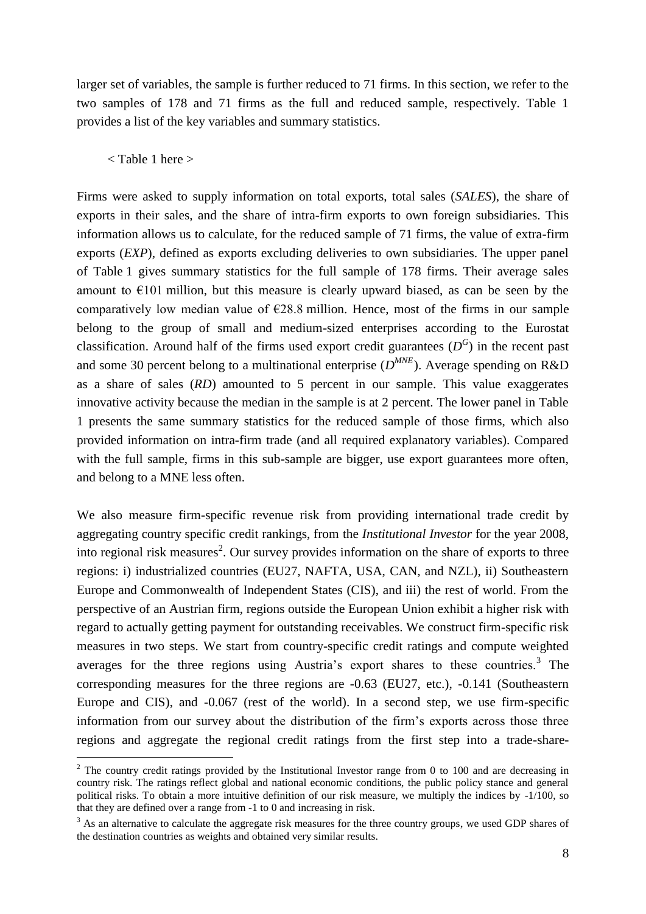larger set of variables, the sample is further reduced to 71 firms. In this section, we refer to the two samples of 178 and 71 firms as the full and reduced sample, respectively. Table 1 provides a list of the key variables and summary statistics.

< Table 1 here >

Firms were asked to supply information on total exports, total sales (*SALES*), the share of exports in their sales, and the share of intra-firm exports to own foreign subsidiaries. This information allows us to calculate, for the reduced sample of 71 firms, the value of extra-firm exports (*EXP*), defined as exports excluding deliveries to own subsidiaries. The upper panel of Table 1 gives summary statistics for the full sample of 178 firms. Their average sales amount to €101 million, but this measure is clearly upward biased, as can be seen by the comparatively low median value of €28.8 million. Hence, most of the firms in our sample belong to the group of small and medium-sized enterprises according to the Eurostat classification. Around half of the firms used export credit guarantees ($D^G$) in the recent past and some 30 percent belong to a multinational enterprise ($D^{MNE}$). Average spending on R&D as a share of sales (*RD*) amounted to 5 percent in our sample. This value exaggerates innovative activity because the median in the sample is at 2 percent. The lower panel in Table 1 presents the same summary statistics for the reduced sample of those firms, which also provided information on intra-firm trade (and all required explanatory variables). Compared with the full sample, firms in this sub-sample are bigger, use export guarantees more often, and belong to a MNE less often.

We also measure firm-specific revenue risk from providing international trade credit by aggregating country specific credit rankings, from the *Institutional Investor* for the year 2008, into regional risk measures[2]. Our survey provides information on the share of exports to three regions: i) industrialized countries (EU27, NAFTA, USA, CAN, and NZL), ii) Southeastern Europe and Commonwealth of Independent States (CIS), and iii) the rest of world. From the perspective of an Austrian firm, regions outside the European Union exhibit a higher risk with regard to actually getting payment for outstanding receivables. We construct firm-specific risk measures in two steps. We start from country-specific credit ratings and compute weighted averages for the three regions using Austria's export shares to these countries.[3] The corresponding measures for the three regions are -0.63 (EU27, etc.), -0.141 (Southeastern Europe and CIS), and -0.067 (rest of the world). In a second step, we use firm-specific information from our survey about the distribution of the firm's exports across those three regions and aggregate the regional credit ratings from the first step into a trade-share-

[2] The country credit ratings provided by the Institutional Investor range from 0 to 100 and are decreasing in country risk. The ratings reflect global and national economic conditions, the public policy stance and general political risks. To obtain a more intuitive definition of our risk measure, we multiply the indices by -1/100, so that they are defined over a range from -1 to 0 and increasing in risk.

[3] As an alternative to calculate the aggregate risk measures for the three country groups, we used GDP shares of the destination countries as weights and obtained very similar results.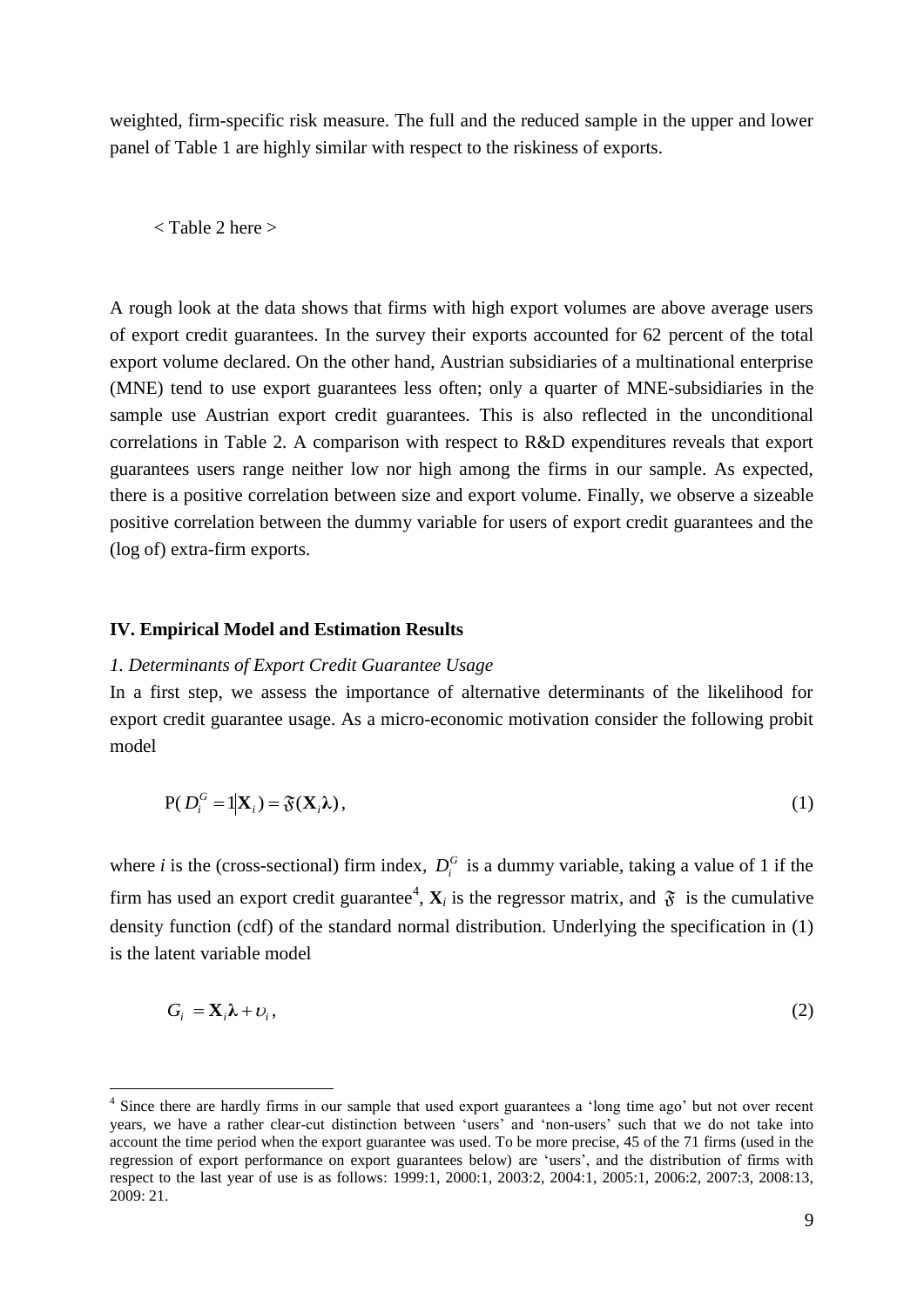weighted, firm-specific risk measure. The full and the reduced sample in the upper and lower panel of Table 1 are highly similar with respect to the riskiness of exports.

< Table 2 here >

A rough look at the data shows that firms with high export volumes are above average users of export credit guarantees. In the survey their exports accounted for 62 percent of the total export volume declared. On the other hand, Austrian subsidiaries of a multinational enterprise (MNE) tend to use export guarantees less often; only a quarter of MNE-subsidiaries in the sample use Austrian export credit guarantees. This is also reflected in the unconditional correlations in Table 2. A comparison with respect to R&D expenditures reveals that export guarantees users range neither low nor high among the firms in our sample. As expected, there is a positive correlation between size and export volume. Finally, we observe a sizeable positive correlation between the dummy variable for users of export credit guarantees and the (log of) extra-firm exports.

## IV. Empirical Model and Estimation Results

### *1. Determinants of Export Credit Guarantee Usage*

In a first step, we assess the importance of alternative determinants of the likelihood for export credit guarantee usage. As a micro-economic motivation consider the following probit model

$$\mathrm{P}(D_i^G = 1 | \mathbf{X}_i) = \mathfrak{F}(\mathbf{X}_i \boldsymbol{\lambda}), \tag{1}$$

where $i$ is the (cross-sectional) firm index, $D_i^G$ is a dummy variable, taking a value of 1 if the firm has used an export credit guarantee[4], $\mathbf{X}_i$ is the regressor matrix, and $\mathfrak{F}$ is the cumulative density function (cdf) of the standard normal distribution. Underlying the specification in (1) is the latent variable model

$$G_i = \mathbf{X}_i \boldsymbol{\lambda} + \upsilon_i, \tag{2}$$

[4] Since there are hardly firms in our sample that used export guarantees a 'long time ago' but not over recent years, we have a rather clear-cut distinction between 'users' and 'non-users' such that we do not take into account the time period when the export guarantee was used. To be more precise, 45 of the 71 firms (used in the regression of export performance on export guarantees below) are 'users', and the distribution of firms with respect to the last year of use is as follows: 1999:1, 2000:1, 2003:2, 2004:1, 2005:1, 2006:2, 2007:3, 2008:13, 2009: 21.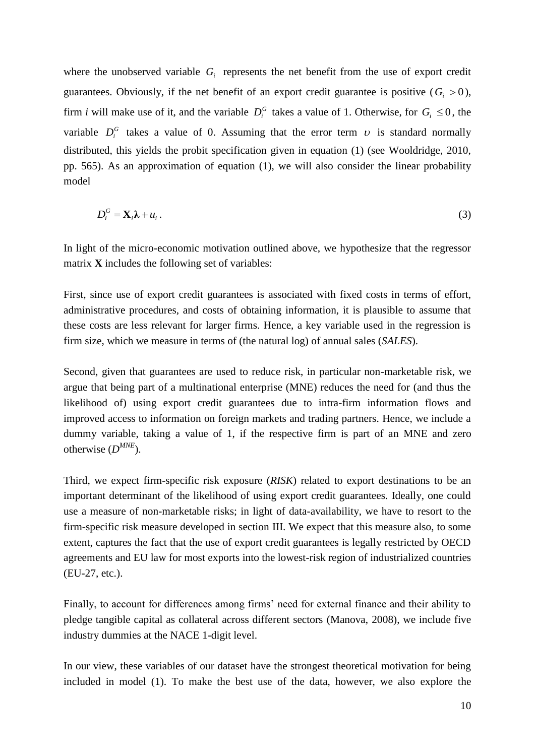where the unobserved variable $G_i$ represents the net benefit from the use of export credit guarantees. Obviously, if the net benefit of an export credit guarantee is positive ($G_i > 0$), firm *i* will make use of it, and the variable $D_i^G$ takes a value of 1. Otherwise, for $G_i \leq 0$, the variable $D_i^G$ takes a value of 0. Assuming that the error term $\upsilon$ is standard normally distributed, this yields the probit specification given in equation (1) (see Wooldridge, 2010, pp. 565). As an approximation of equation (1), we will also consider the linear probability model

$$D_i^G = \mathbf{X}_i \boldsymbol{\lambda} + u_i . \tag{3}$$

In light of the micro-economic motivation outlined above, we hypothesize that the regressor matrix **X** includes the following set of variables:

First, since use of export credit guarantees is associated with fixed costs in terms of effort, administrative procedures, and costs of obtaining information, it is plausible to assume that these costs are less relevant for larger firms. Hence, a key variable used in the regression is firm size, which we measure in terms of (the natural log) of annual sales (*SALES*).

Second, given that guarantees are used to reduce risk, in particular non-marketable risk, we argue that being part of a multinational enterprise (MNE) reduces the need for (and thus the likelihood of) using export credit guarantees due to intra-firm information flows and improved access to information on foreign markets and trading partners. Hence, we include a dummy variable, taking a value of 1, if the respective firm is part of an MNE and zero otherwise ($D^{MNE}$).

Third, we expect firm-specific risk exposure (*RISK*) related to export destinations to be an important determinant of the likelihood of using export credit guarantees. Ideally, one could use a measure of non-marketable risks; in light of data-availability, we have to resort to the firm-specific risk measure developed in section III. We expect that this measure also, to some extent, captures the fact that the use of export credit guarantees is legally restricted by OECD agreements and EU law for most exports into the lowest-risk region of industrialized countries (EU-27, etc.).

Finally, to account for differences among firms' need for external finance and their ability to pledge tangible capital as collateral across different sectors (Manova, 2008), we include five industry dummies at the NACE 1-digit level.

In our view, these variables of our dataset have the strongest theoretical motivation for being included in model (1). To make the best use of the data, however, we also explore the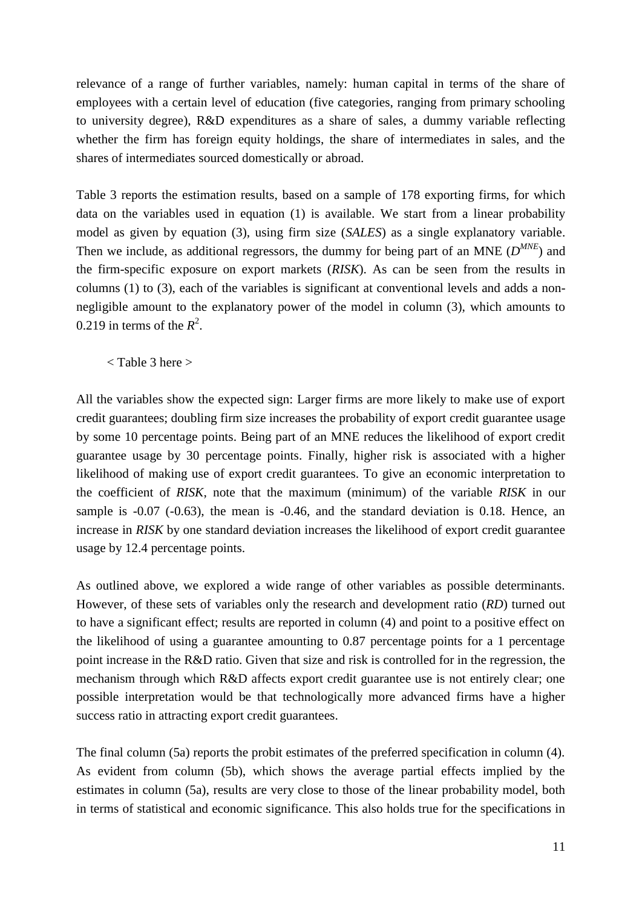relevance of a range of further variables, namely: human capital in terms of the share of employees with a certain level of education (five categories, ranging from primary schooling to university degree), R&D expenditures as a share of sales, a dummy variable reflecting whether the firm has foreign equity holdings, the share of intermediates in sales, and the shares of intermediates sourced domestically or abroad.

Table 3 reports the estimation results, based on a sample of 178 exporting firms, for which data on the variables used in equation (1) is available. We start from a linear probability model as given by equation (3), using firm size (*SALES*) as a single explanatory variable. Then we include, as additional regressors, the dummy for being part of an MNE ($D^{MNE}$) and the firm-specific exposure on export markets (*RISK*). As can be seen from the results in columns (1) to (3), each of the variables is significant at conventional levels and adds a non-negligible amount to the explanatory power of the model in column (3), which amounts to 0.219 in terms of the $R^2$.

< Table 3 here >

All the variables show the expected sign: Larger firms are more likely to make use of export credit guarantees; doubling firm size increases the probability of export credit guarantee usage by some 10 percentage points. Being part of an MNE reduces the likelihood of export credit guarantee usage by 30 percentage points. Finally, higher risk is associated with a higher likelihood of making use of export credit guarantees. To give an economic interpretation to the coefficient of *RISK*, note that the maximum (minimum) of the variable *RISK* in our sample is -0.07 (-0.63), the mean is -0.46, and the standard deviation is 0.18. Hence, an increase in *RISK* by one standard deviation increases the likelihood of export credit guarantee usage by 12.4 percentage points.

As outlined above, we explored a wide range of other variables as possible determinants. However, of these sets of variables only the research and development ratio (*RD*) turned out to have a significant effect; results are reported in column (4) and point to a positive effect on the likelihood of using a guarantee amounting to 0.87 percentage points for a 1 percentage point increase in the R&D ratio. Given that size and risk is controlled for in the regression, the mechanism through which R&D affects export credit guarantee use is not entirely clear; one possible interpretation would be that technologically more advanced firms have a higher success ratio in attracting export credit guarantees.

The final column (5a) reports the probit estimates of the preferred specification in column (4). As evident from column (5b), which shows the average partial effects implied by the estimates in column (5a), results are very close to those of the linear probability model, both in terms of statistical and economic significance. This also holds true for the specifications in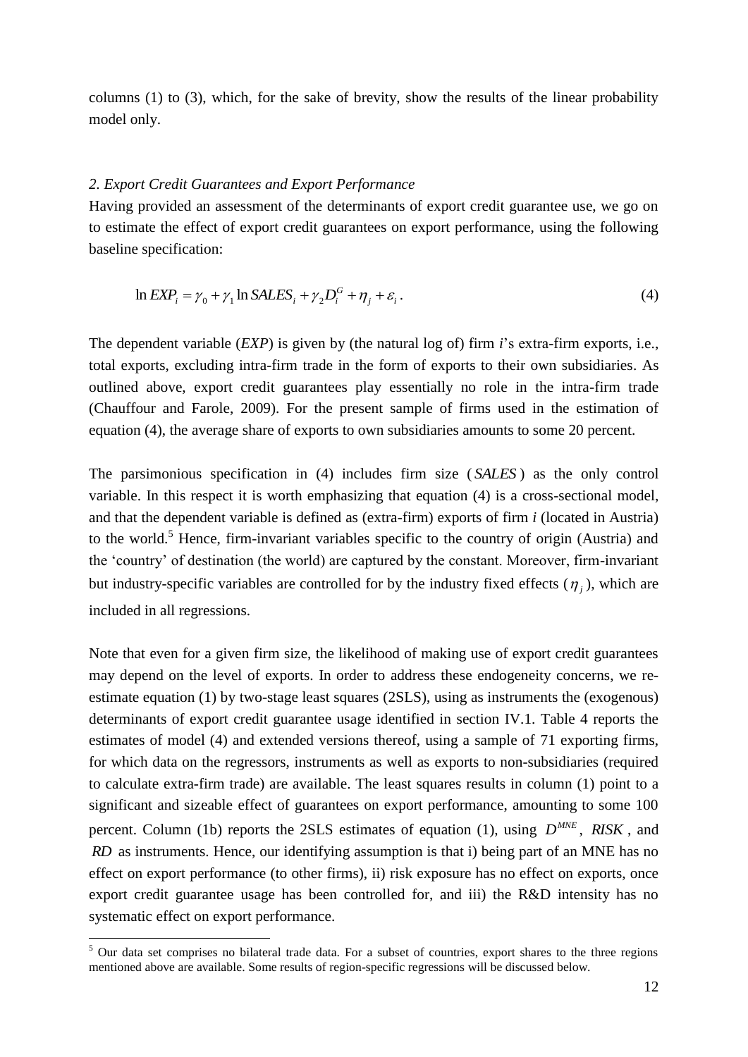columns (1) to (3), which, for the sake of brevity, show the results of the linear probability model only.

*2. Export Credit Guarantees and Export Performance*

Having provided an assessment of the determinants of export credit guarantee use, we go on to estimate the effect of export credit guarantees on export performance, using the following baseline specification:

$$\ln EXP_i = \gamma_0 + \gamma_1 \ln SALES_i + \gamma_2 D_i^G + \eta_j + \varepsilon_i . \qquad (4)$$

The dependent variable (*EXP*) is given by (the natural log of) firm *i*'s extra-firm exports, i.e., total exports, excluding intra-firm trade in the form of exports to their own subsidiaries. As outlined above, export credit guarantees play essentially no role in the intra-firm trade (Chauffour and Farole, 2009). For the present sample of firms used in the estimation of equation (4), the average share of exports to own subsidiaries amounts to some 20 percent.

The parsimonious specification in (4) includes firm size ($SALES$) as the only control variable. In this respect it is worth emphasizing that equation (4) is a cross-sectional model, and that the dependent variable is defined as (extra-firm) exports of firm *i* (located in Austria) to the world.[5] Hence, firm-invariant variables specific to the country of origin (Austria) and the 'country' of destination (the world) are captured by the constant. Moreover, firm-invariant but industry-specific variables are controlled for by the industry fixed effects ($\eta_j$), which are included in all regressions.

Note that even for a given firm size, the likelihood of making use of export credit guarantees may depend on the level of exports. In order to address these endogeneity concerns, we re-estimate equation (1) by two-stage least squares (2SLS), using as instruments the (exogenous) determinants of export credit guarantee usage identified in section IV.1. Table 4 reports the estimates of model (4) and extended versions thereof, using a sample of 71 exporting firms, for which data on the regressors, instruments as well as exports to non-subsidiaries (required to calculate extra-firm trade) are available. The least squares results in column (1) point to a significant and sizeable effect of guarantees on export performance, amounting to some 100 percent. Column (1b) reports the 2SLS estimates of equation (1), using $D^{MNE}$, $RISK$, and $RD$ as instruments. Hence, our identifying assumption is that i) being part of an MNE has no effect on export performance (to other firms), ii) risk exposure has no effect on exports, once export credit guarantee usage has been controlled for, and iii) the R&D intensity has no systematic effect on export performance.

[5] Our data set comprises no bilateral trade data. For a subset of countries, export shares to the three regions mentioned above are available. Some results of region-specific regressions will be discussed below.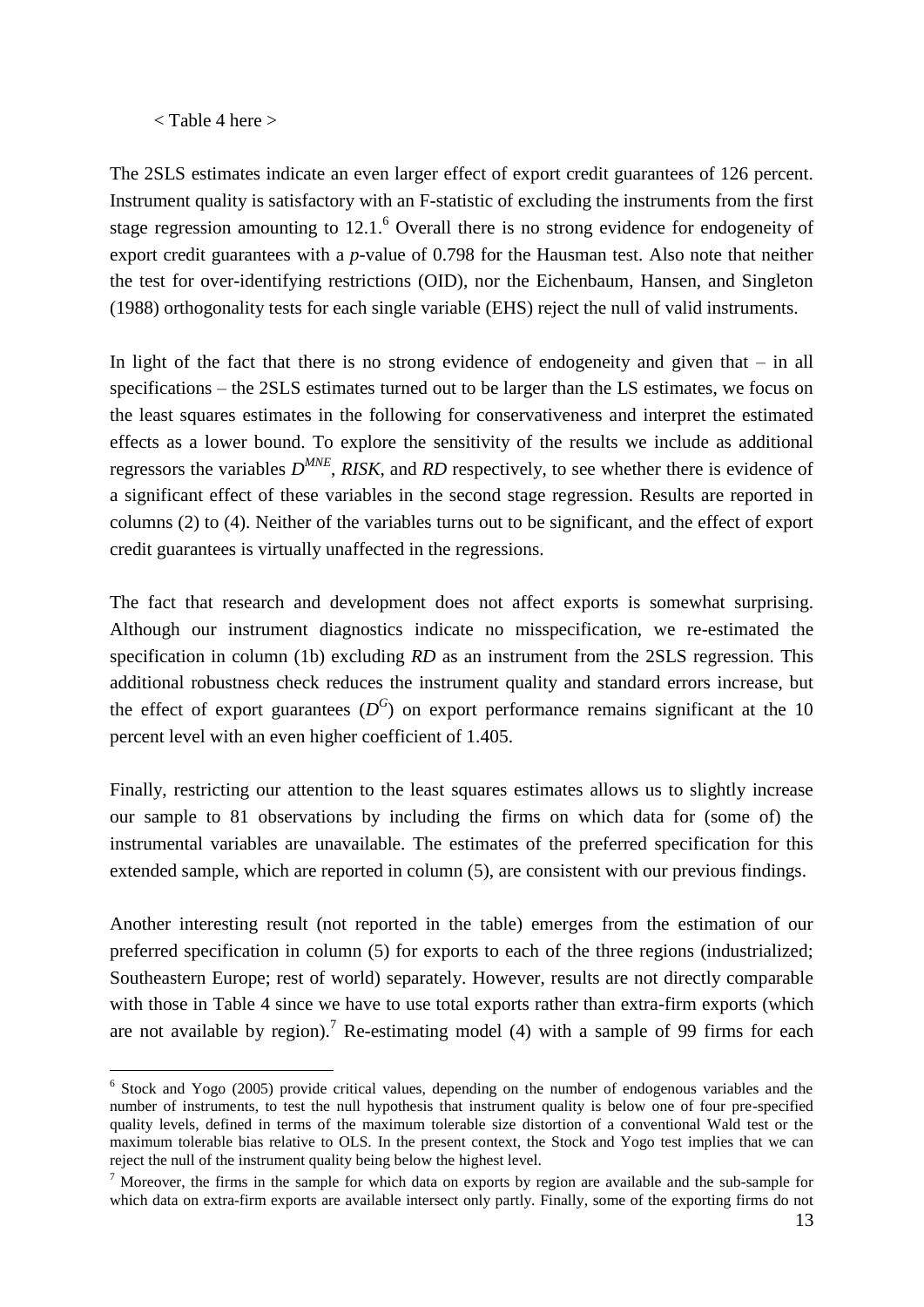< Table 4 here >

The 2SLS estimates indicate an even larger effect of export credit guarantees of 126 percent. Instrument quality is satisfactory with an F-statistic of excluding the instruments from the first stage regression amounting to 12.1.[6] Overall there is no strong evidence for endogeneity of export credit guarantees with a *p*-value of 0.798 for the Hausman test. Also note that neither the test for over-identifying restrictions (OID), nor the Eichenbaum, Hansen, and Singleton (1988) orthogonality tests for each single variable (EHS) reject the null of valid instruments.

In light of the fact that there is no strong evidence of endogeneity and given that – in all specifications – the 2SLS estimates turned out to be larger than the LS estimates, we focus on the least squares estimates in the following for conservativeness and interpret the estimated effects as a lower bound. To explore the sensitivity of the results we include as additional regressors the variables $D^{MNE}$, *RISK*, and *RD* respectively, to see whether there is evidence of a significant effect of these variables in the second stage regression. Results are reported in columns (2) to (4). Neither of the variables turns out to be significant, and the effect of export credit guarantees is virtually unaffected in the regressions.

The fact that research and development does not affect exports is somewhat surprising. Although our instrument diagnostics indicate no misspecification, we re-estimated the specification in column (1b) excluding *RD* as an instrument from the 2SLS regression. This additional robustness check reduces the instrument quality and standard errors increase, but the effect of export guarantees ($D^G$) on export performance remains significant at the 10 percent level with an even higher coefficient of 1.405.

Finally, restricting our attention to the least squares estimates allows us to slightly increase our sample to 81 observations by including the firms on which data for (some of) the instrumental variables are unavailable. The estimates of the preferred specification for this extended sample, which are reported in column (5), are consistent with our previous findings.

Another interesting result (not reported in the table) emerges from the estimation of our preferred specification in column (5) for exports to each of the three regions (industrialized; Southeastern Europe; rest of world) separately. However, results are not directly comparable with those in Table 4 since we have to use total exports rather than extra-firm exports (which are not available by region).[7] Re-estimating model (4) with a sample of 99 firms for each

[6] Stock and Yogo (2005) provide critical values, depending on the number of endogenous variables and the number of instruments, to test the null hypothesis that instrument quality is below one of four pre-specified quality levels, defined in terms of the maximum tolerable size distortion of a conventional Wald test or the maximum tolerable bias relative to OLS. In the present context, the Stock and Yogo test implies that we can reject the null of the instrument quality being below the highest level.

[7] Moreover, the firms in the sample for which data on exports by region are available and the sub-sample for which data on extra-firm exports are available intersect only partly. Finally, some of the exporting firms do not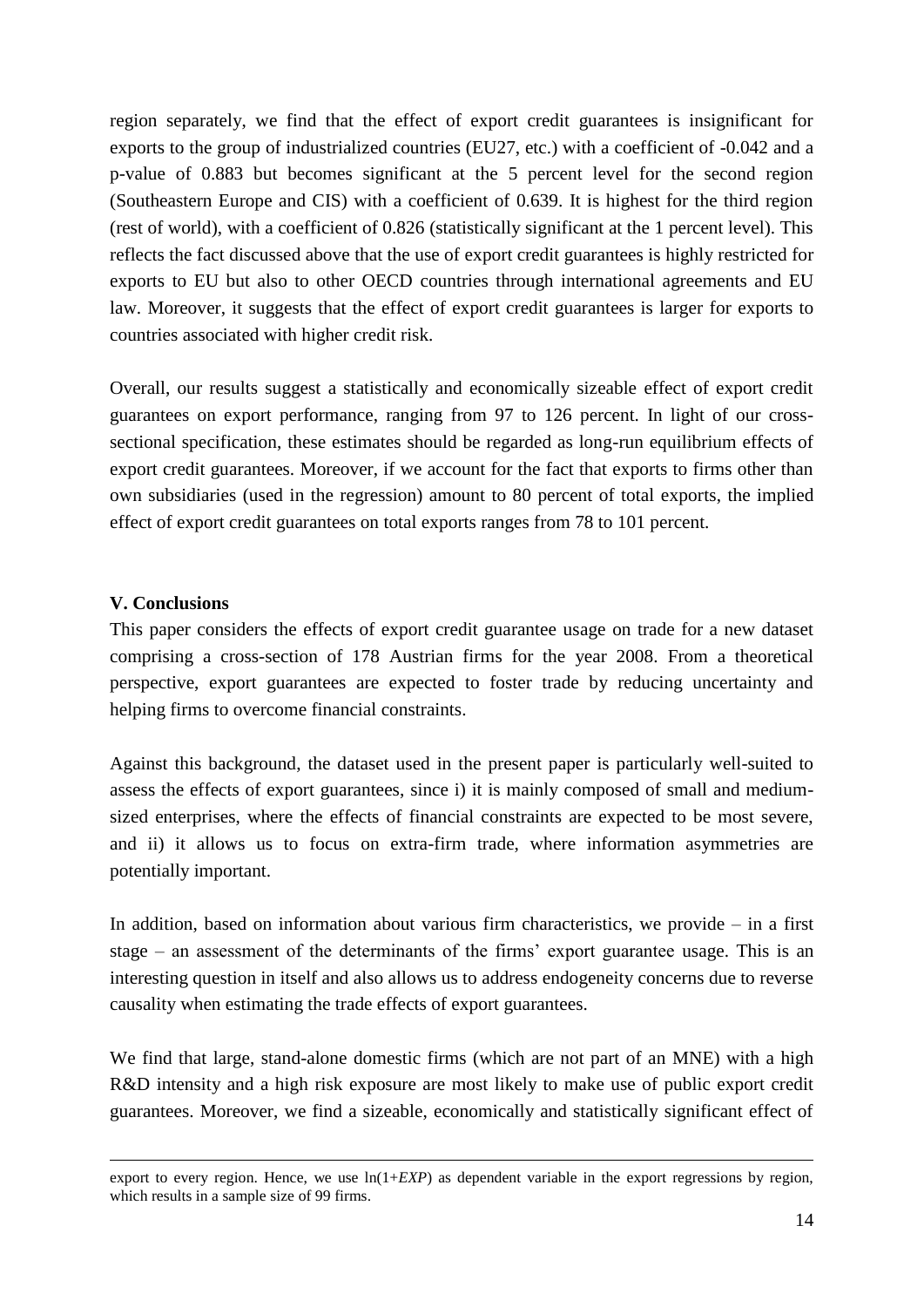region separately, we find that the effect of export credit guarantees is insignificant for exports to the group of industrialized countries (EU27, etc.) with a coefficient of -0.042 and a p-value of 0.883 but becomes significant at the 5 percent level for the second region (Southeastern Europe and CIS) with a coefficient of 0.639. It is highest for the third region (rest of world), with a coefficient of 0.826 (statistically significant at the 1 percent level). This reflects the fact discussed above that the use of export credit guarantees is highly restricted for exports to EU but also to other OECD countries through international agreements and EU law. Moreover, it suggests that the effect of export credit guarantees is larger for exports to countries associated with higher credit risk.

Overall, our results suggest a statistically and economically sizeable effect of export credit guarantees on export performance, ranging from 97 to 126 percent. In light of our cross-sectional specification, these estimates should be regarded as long-run equilibrium effects of export credit guarantees. Moreover, if we account for the fact that exports to firms other than own subsidiaries (used in the regression) amount to 80 percent of total exports, the implied effect of export credit guarantees on total exports ranges from 78 to 101 percent.

## V. Conclusions

This paper considers the effects of export credit guarantee usage on trade for a new dataset comprising a cross-section of 178 Austrian firms for the year 2008. From a theoretical perspective, export guarantees are expected to foster trade by reducing uncertainty and helping firms to overcome financial constraints.

Against this background, the dataset used in the present paper is particularly well-suited to assess the effects of export guarantees, since i) it is mainly composed of small and medium-sized enterprises, where the effects of financial constraints are expected to be most severe, and ii) it allows us to focus on extra-firm trade, where information asymmetries are potentially important.

In addition, based on information about various firm characteristics, we provide – in a first stage – an assessment of the determinants of the firms' export guarantee usage. This is an interesting question in itself and also allows us to address endogeneity concerns due to reverse causality when estimating the trade effects of export guarantees.

We find that large, stand-alone domestic firms (which are not part of an MNE) with a high R&D intensity and a high risk exposure are most likely to make use of public export credit guarantees. Moreover, we find a sizeable, economically and statistically significant effect of

export to every region. Hence, we use $\ln(1+EXP)$ as dependent variable in the export regressions by region, which results in a sample size of 99 firms.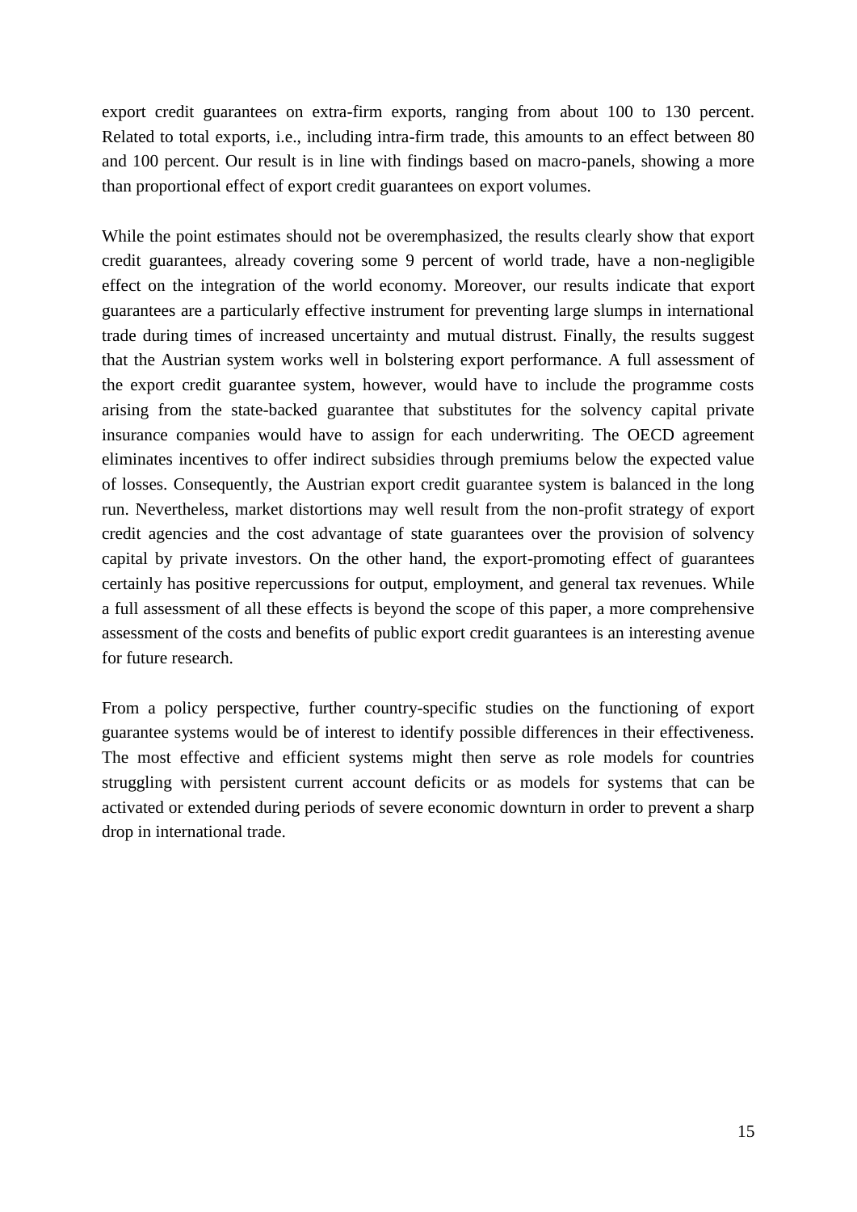export credit guarantees on extra-firm exports, ranging from about 100 to 130 percent. Related to total exports, i.e., including intra-firm trade, this amounts to an effect between 80 and 100 percent. Our result is in line with findings based on macro-panels, showing a more than proportional effect of export credit guarantees on export volumes.

While the point estimates should not be overemphasized, the results clearly show that export credit guarantees, already covering some 9 percent of world trade, have a non-negligible effect on the integration of the world economy. Moreover, our results indicate that export guarantees are a particularly effective instrument for preventing large slumps in international trade during times of increased uncertainty and mutual distrust. Finally, the results suggest that the Austrian system works well in bolstering export performance. A full assessment of the export credit guarantee system, however, would have to include the programme costs arising from the state-backed guarantee that substitutes for the solvency capital private insurance companies would have to assign for each underwriting. The OECD agreement eliminates incentives to offer indirect subsidies through premiums below the expected value of losses. Consequently, the Austrian export credit guarantee system is balanced in the long run. Nevertheless, market distortions may well result from the non-profit strategy of export credit agencies and the cost advantage of state guarantees over the provision of solvency capital by private investors. On the other hand, the export-promoting effect of guarantees certainly has positive repercussions for output, employment, and general tax revenues. While a full assessment of all these effects is beyond the scope of this paper, a more comprehensive assessment of the costs and benefits of public export credit guarantees is an interesting avenue for future research.

From a policy perspective, further country-specific studies on the functioning of export guarantee systems would be of interest to identify possible differences in their effectiveness. The most effective and efficient systems might then serve as role models for countries struggling with persistent current account deficits or as models for systems that can be activated or extended during periods of severe economic downturn in order to prevent a sharp drop in international trade.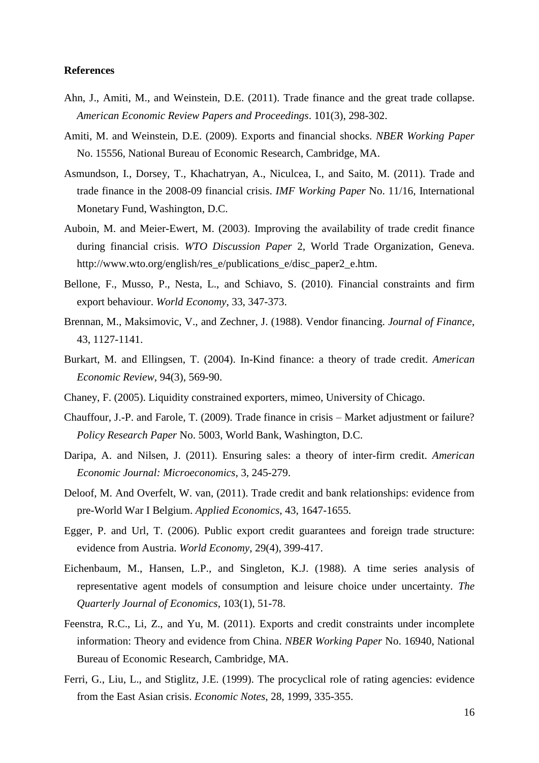**References**

Ahn, J., Amiti, M., and Weinstein, D.E. (2011). Trade finance and the great trade collapse. *American Economic Review Papers and Proceedings*. 101(3), 298-302.

Amiti, M. and Weinstein, D.E. (2009). Exports and financial shocks. *NBER Working Paper* No. 15556, National Bureau of Economic Research, Cambridge, MA.

Asmundson, I., Dorsey, T., Khachatryan, A., Niculcea, I., and Saito, M. (2011). Trade and trade finance in the 2008-09 financial crisis. *IMF Working Paper* No. 11/16, International Monetary Fund, Washington, D.C.

Auboin, M. and Meier-Ewert, M. (2003). Improving the availability of trade credit finance during financial crisis. *WTO Discussion Paper* 2, World Trade Organization, Geneva. http://www.wto.org/english/res_e/publications_e/disc_paper2_e.htm.

Bellone, F., Musso, P., Nesta, L., and Schiavo, S. (2010). Financial constraints and firm export behaviour. *World Economy*, 33, 347-373.

Brennan, M., Maksimovic, V., and Zechner, J. (1988). Vendor financing. *Journal of Finance*, 43, 1127-1141.

Burkart, M. and Ellingsen, T. (2004). In-Kind finance: a theory of trade credit. *American Economic Review*, 94(3), 569-90.

Chaney, F. (2005). Liquidity constrained exporters, mimeo, University of Chicago.

Chauffour, J.-P. and Farole, T. (2009). Trade finance in crisis – Market adjustment or failure? *Policy Research Paper* No. 5003, World Bank, Washington, D.C.

Daripa, A. and Nilsen, J. (2011). Ensuring sales: a theory of inter-firm credit. *American Economic Journal: Microeconomics*, 3, 245-279.

Deloof, M. And Overfelt, W. van, (2011). Trade credit and bank relationships: evidence from pre-World War I Belgium. *Applied Economics*, 43, 1647-1655.

Egger, P. and Url, T. (2006). Public export credit guarantees and foreign trade structure: evidence from Austria. *World Economy*, 29(4), 399-417.

Eichenbaum, M., Hansen, L.P., and Singleton, K.J. (1988). A time series analysis of representative agent models of consumption and leisure choice under uncertainty. *The Quarterly Journal of Economics*, 103(1), 51-78.

Feenstra, R.C., Li, Z., and Yu, M. (2011). Exports and credit constraints under incomplete information: Theory and evidence from China. *NBER Working Paper* No. 16940, National Bureau of Economic Research, Cambridge, MA.

Ferri, G., Liu, L., and Stiglitz, J.E. (1999). The procyclical role of rating agencies: evidence from the East Asian crisis. *Economic Notes*, 28, 1999, 335-355.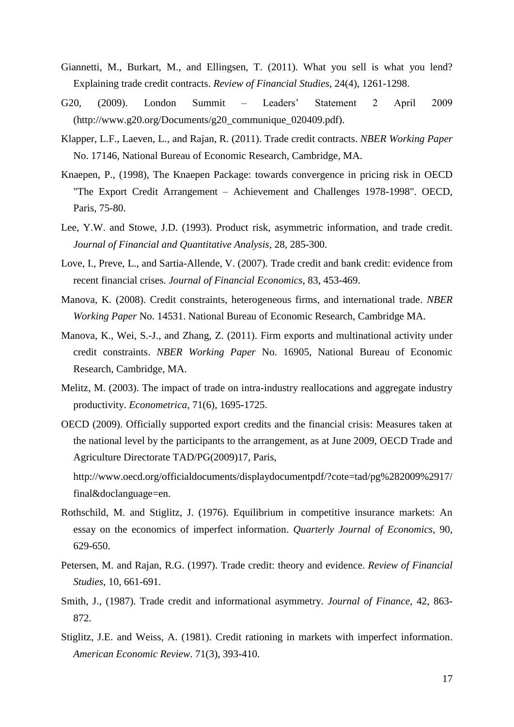Giannetti, M., Burkart, M., and Ellingsen, T. (2011). What you sell is what you lend? Explaining trade credit contracts. *Review of Financial Studies*, 24(4), 1261-1298.

G20, (2009). London Summit – Leaders' Statement 2 April 2009 (http://www.g20.org/Documents/g20_communique_020409.pdf).

Klapper, L.F., Laeven, L., and Rajan, R. (2011). Trade credit contracts. *NBER Working Paper* No. 17146, National Bureau of Economic Research, Cambridge, MA.

Knaepen, P., (1998), The Knaepen Package: towards convergence in pricing risk in OECD "The Export Credit Arrangement – Achievement and Challenges 1978-1998". OECD, Paris, 75-80.

Lee, Y.W. and Stowe, J.D. (1993). Product risk, asymmetric information, and trade credit. *Journal of Financial and Quantitative Analysis*, 28, 285-300.

Love, I., Preve, L., and Sartia-Allende, V. (2007). Trade credit and bank credit: evidence from recent financial crises. *Journal of Financial Economics*, 83, 453-469.

Manova, K. (2008). Credit constraints, heterogeneous firms, and international trade. *NBER Working Paper* No. 14531. National Bureau of Economic Research, Cambridge MA.

Manova, K., Wei, S.-J., and Zhang, Z. (2011). Firm exports and multinational activity under credit constraints. *NBER Working Paper* No. 16905, National Bureau of Economic Research, Cambridge, MA.

Melitz, M. (2003). The impact of trade on intra-industry reallocations and aggregate industry productivity. *Econometrica*, 71(6), 1695-1725.

OECD (2009). Officially supported export credits and the financial crisis: Measures taken at the national level by the participants to the arrangement, as at June 2009, OECD Trade and Agriculture Directorate TAD/PG(2009)17, Paris,

http://www.oecd.org/officialdocuments/displaydocumentpdf/?cote=tad/pg%282009%2917/final&doclanguage=en.

Rothschild, M. and Stiglitz, J. (1976). Equilibrium in competitive insurance markets: An essay on the economics of imperfect information. *Quarterly Journal of Economics*, 90, 629-650.

Petersen, M. and Rajan, R.G. (1997). Trade credit: theory and evidence. *Review of Financial Studies*, 10, 661-691.

Smith, J., (1987). Trade credit and informational asymmetry. *Journal of Finance*, 42, 863-872.

Stiglitz, J.E. and Weiss, A. (1981). Credit rationing in markets with imperfect information. *American Economic Review*. 71(3), 393-410.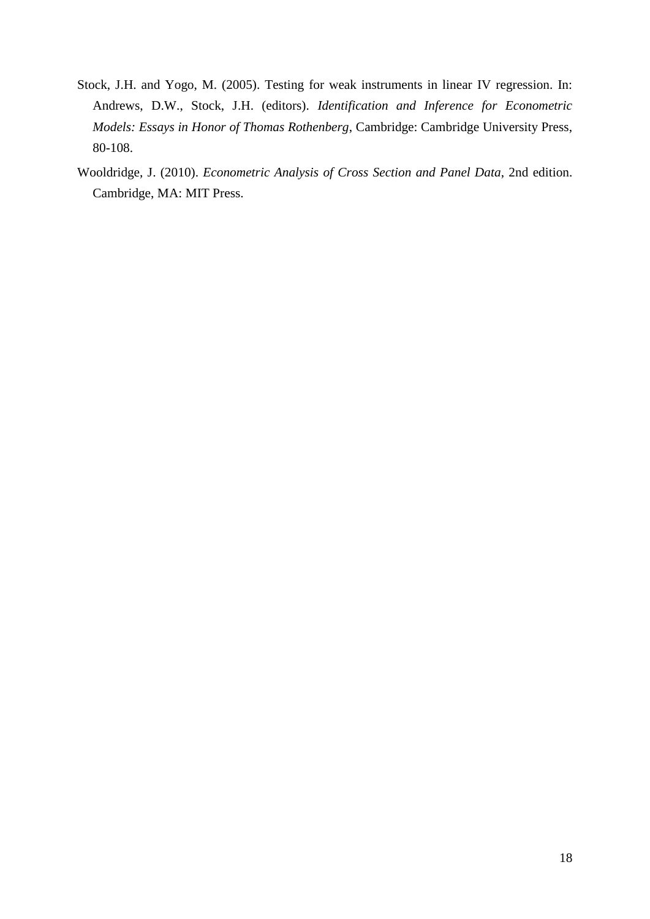Stock, J.H. and Yogo, M. (2005). Testing for weak instruments in linear IV regression. In: Andrews, D.W., Stock, J.H. (editors). *Identification and Inference for Econometric Models: Essays in Honor of Thomas Rothenberg*, Cambridge: Cambridge University Press, 80-108.

Wooldridge, J. (2010). *Econometric Analysis of Cross Section and Panel Data*, 2nd edition. Cambridge, MA: MIT Press.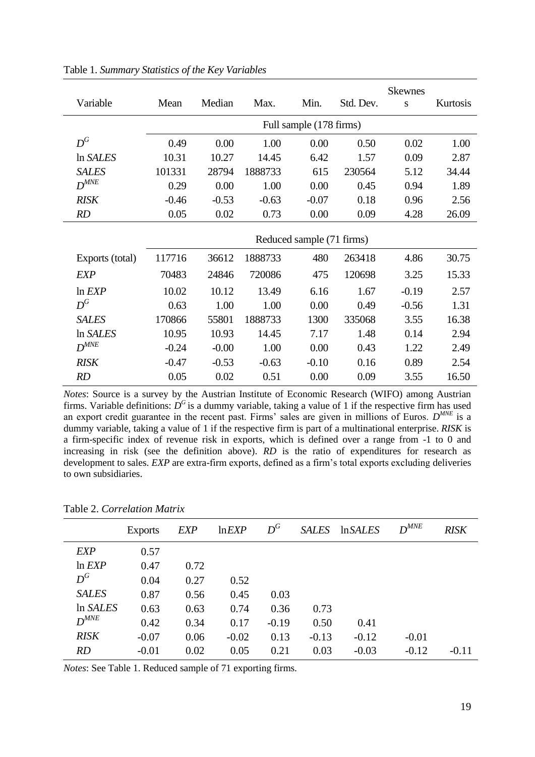Table 1. *Summary Statistics of the Key Variables*

| Variable | Mean | Median | Max. | Min. | Std. Dev. | Skewness | Kurtosis |
|---|---|---|---|---|---|---|---|
| | Full sample (178 firms) | | | | | | |
| $D^G$ | 0.49 | 0.00 | 1.00 | 0.00 | 0.50 | 0.02 | 1.00 |
| ln *SALES* | 10.31 | 10.27 | 14.45 | 6.42 | 1.57 | 0.09 | 2.87 |
| *SALES* | 101331 | 28794 | 1888733 | 615 | 230564 | 5.12 | 34.44 |
| $D^{MNE}$ | 0.29 | 0.00 | 1.00 | 0.00 | 0.45 | 0.94 | 1.89 |
| *RISK* | -0.46 | -0.53 | -0.63 | -0.07 | 0.18 | 0.96 | 2.56 |
| *RD* | 0.05 | 0.02 | 0.73 | 0.00 | 0.09 | 4.28 | 26.09 |
| | Reduced sample (71 firms) | | | | | | |
| Exports (total) | 117716 | 36612 | 1888733 | 480 | 263418 | 4.86 | 30.75 |
| *EXP* | 70483 | 24846 | 720086 | 475 | 120698 | 3.25 | 15.33 |
| ln *EXP* | 10.02 | 10.12 | 13.49 | 6.16 | 1.67 | -0.19 | 2.57 |
| $D^G$ | 0.63 | 1.00 | 1.00 | 0.00 | 0.49 | -0.56 | 1.31 |
| *SALES* | 170866 | 55801 | 1888733 | 1300 | 335068 | 3.55 | 16.38 |
| ln *SALES* | 10.95 | 10.93 | 14.45 | 7.17 | 1.48 | 0.14 | 2.94 |
| $D^{MNE}$ | -0.24 | -0.00 | 1.00 | 0.00 | 0.43 | 1.22 | 2.49 |
| *RISK* | -0.47 | -0.53 | -0.63 | -0.10 | 0.16 | 0.89 | 2.54 |
| *RD* | 0.05 | 0.02 | 0.51 | 0.00 | 0.09 | 3.55 | 16.50 |

*Notes*: Source is a survey by the Austrian Institute of Economic Research (WIFO) among Austrian firms. Variable definitions: $D^G$ is a dummy variable, taking a value of 1 if the respective firm has used an export credit guarantee in the recent past. Firms' sales are given in millions of Euros. $D^{MNE}$ is a dummy variable, taking a value of 1 if the respective firm is part of a multinational enterprise. *RISK* is a firm-specific index of revenue risk in exports, which is defined over a range from -1 to 0 and increasing in risk (see the definition above). *RD* is the ratio of expenditures for research as development to sales. *EXP* are extra-firm exports, defined as a firm's total exports excluding deliveries to own subsidiaries.

Table 2. *Correlation Matrix*

| | Exports | *EXP* | ln*EXP* | $D^G$ | *SALES* | ln*SALES* | $D^{MNE}$ | *RISK* |
|---|---|---|---|---|---|---|---|---|
| *EXP* | 0.57 | | | | | | | |
| ln *EXP* | 0.47 | 0.72 | | | | | | |
| $D^G$ | 0.04 | 0.27 | 0.52 | | | | | |
| *SALES* | 0.87 | 0.56 | 0.45 | 0.03 | | | | |
| ln *SALES* | 0.63 | 0.63 | 0.74 | 0.36 | 0.73 | | | |
| $D^{MNE}$ | 0.42 | 0.34 | 0.17 | -0.19 | 0.50 | 0.41 | | |
| *RISK* | -0.07 | 0.06 | -0.02 | 0.13 | -0.13 | -0.12 | -0.01 | |
| *RD* | -0.01 | 0.02 | 0.05 | 0.21 | 0.03 | -0.03 | -0.12 | -0.11 |

*Notes*: See Table 1. Reduced sample of 71 exporting firms.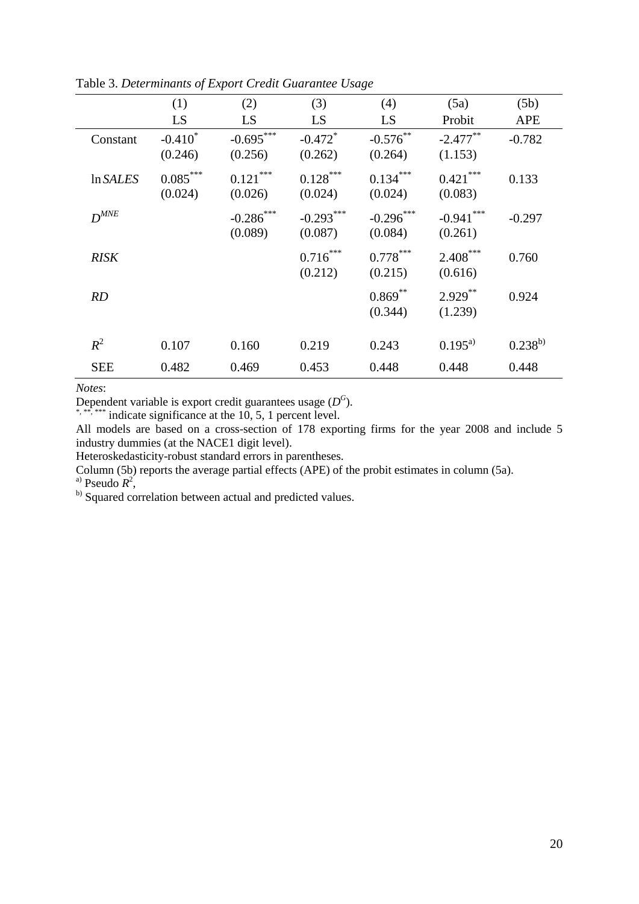Table 3. *Determinants of Export Credit Guarantee Usage*

| | (1) LS | (2) LS | (3) LS | (4) LS | (5a) Probit | (5b) APE |
|---|---|---|---|---|---|---|
| Constant | $-0.410^{*}$ (0.246) | $-0.695^{***}$ (0.256) | $-0.472^{*}$ (0.262) | $-0.576^{**}$ (0.264) | $-2.477^{**}$ (1.153) | -0.782 |
| $\ln SALES$ | $0.085^{***}$ (0.024) | $0.121^{***}$ (0.026) | $0.128^{***}$ (0.024) | $0.134^{***}$ (0.024) | $0.421^{***}$ (0.083) | 0.133 |
| $D^{MNE}$ | | $-0.286^{***}$ (0.089) | $-0.293^{***}$ (0.087) | $-0.296^{***}$ (0.084) | $-0.941^{***}$ (0.261) | -0.297 |
| $RISK$ | | | $0.716^{***}$ (0.212) | $0.778^{***}$ (0.215) | $2.408^{***}$ (0.616) | 0.760 |
| $RD$ | | | | $0.869^{**}$ (0.344) | $2.929^{**}$ (1.239) | 0.924 |
| $R^2$ | 0.107 | 0.160 | 0.219 | 0.243 | $0.195^{a)}$ | $0.238^{b)}$ |
| SEE | 0.482 | 0.469 | 0.453 | 0.448 | 0.448 | 0.448 |

*Notes*:

Dependent variable is export credit guarantees usage ($D^G$).

$^{*, **, ***}$ indicate significance at the 10, 5, 1 percent level.

All models are based on a cross-section of 178 exporting firms for the year 2008 and include 5 industry dummies (at the NACE1 digit level).

Heteroskedasticity-robust standard errors in parentheses.

Column (5b) reports the average partial effects (APE) of the probit estimates in column (5a).

[a)] Pseudo $R^2$,

[b)] Squared correlation between actual and predicted values.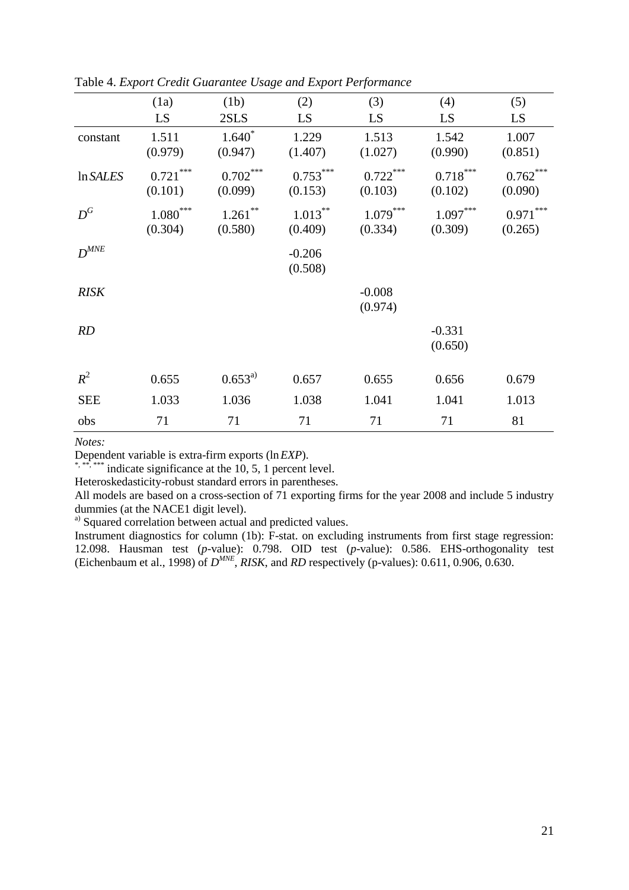Table 4. *Export Credit Guarantee Usage and Export Performance*

| | (1a) LS | (1b) 2SLS | (2) LS | (3) LS | (4) LS | (5) LS |
|---|---|---|---|---|---|---|
| constant | 1.511 | $1.640^{*}$ | 1.229 | 1.513 | 1.542 | 1.007 |
| | (0.979) | (0.947) | (1.407) | (1.027) | (0.990) | (0.851) |
| $\ln SALES$ | $0.721^{***}$ | $0.702^{***}$ | $0.753^{***}$ | $0.722^{***}$ | $0.718^{***}$ | $0.762^{***}$ |
| | (0.101) | (0.099) | (0.153) | (0.103) | (0.102) | (0.090) |
| $D^{G}$ | $1.080^{***}$ | $1.261^{**}$ | $1.013^{**}$ | $1.079^{***}$ | $1.097^{***}$ | $0.971^{***}$ |
| | (0.304) | (0.580) | (0.409) | (0.334) | (0.309) | (0.265) |
| $D^{MNE}$ | | | -0.206 | | | |
| | | | (0.508) | | | |
| $RISK$ | | | | -0.008 | | |
| | | | | (0.974) | | |
| $RD$ | | | | | -0.331 | |
| | | | | | (0.650) | |
| $R^2$ | 0.655 | $0.653^{a)}$ | 0.657 | 0.655 | 0.656 | 0.679 |
| SEE | 1.033 | 1.036 | 1.038 | 1.041 | 1.041 | 1.013 |
| obs | 71 | 71 | 71 | 71 | 71 | 81 |

*Notes:*

Dependent variable is extra-firm exports ($\ln EXP$).

$^{*, **, ***}$ indicate significance at the 10, 5, 1 percent level.

Heteroskedasticity-robust standard errors in parentheses.

All models are based on a cross-section of 71 exporting firms for the year 2008 and include 5 industry dummies (at the NACE1 digit level).

a) Squared correlation between actual and predicted values.

Instrument diagnostics for column (1b): F-stat. on excluding instruments from first stage regression: 12.098. Hausman test (*p*-value): 0.798. OID test (*p*-value): 0.586. EHS-orthogonality test (Eichenbaum et al., 1998) of $D^{MNE}$, *RISK*, and *RD* respectively (p-values): 0.611, 0.906, 0.630.